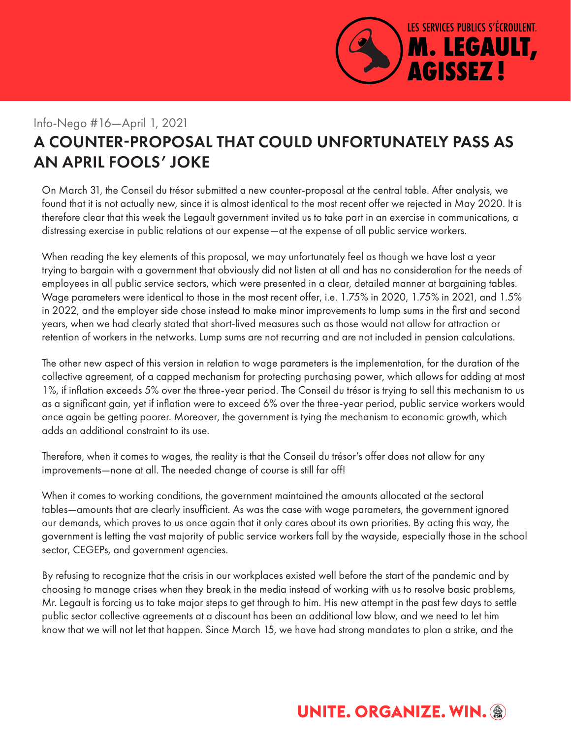LES SERVICES PUBLICS S'ÉCROULENT.
**M. LEGAULT, AGISSEZ !**

Info-Nego #16—April 1, 2021

# A COUNTER-PROPOSAL THAT COULD UNFORTUNATELY PASS AS AN APRIL FOOLS' JOKE

On March 31, the Conseil du trésor submitted a new counter-proposal at the central table. After analysis, we found that it is not actually new, since it is almost identical to the most recent offer we rejected in May 2020. It is therefore clear that this week the Legault government invited us to take part in an exercise in communications, a distressing exercise in public relations at our expense—at the expense of all public service workers.

When reading the key elements of this proposal, we may unfortunately feel as though we have lost a year trying to bargain with a government that obviously did not listen at all and has no consideration for the needs of employees in all public service sectors, which were presented in a clear, detailed manner at bargaining tables. Wage parameters were identical to those in the most recent offer, i.e. 1.75% in 2020, 1.75% in 2021, and 1.5% in 2022, and the employer side chose instead to make minor improvements to lump sums in the first and second years, when we had clearly stated that short-lived measures such as those would not allow for attraction or retention of workers in the networks. Lump sums are not recurring and are not included in pension calculations.

The other new aspect of this version in relation to wage parameters is the implementation, for the duration of the collective agreement, of a capped mechanism for protecting purchasing power, which allows for adding at most 1%, if inflation exceeds 5% over the three-year period. The Conseil du trésor is trying to sell this mechanism to us as a significant gain, yet if inflation were to exceed 6% over the three-year period, public service workers would once again be getting poorer. Moreover, the government is tying the mechanism to economic growth, which adds an additional constraint to its use.

Therefore, when it comes to wages, the reality is that the Conseil du trésor's offer does not allow for any improvements—none at all. The needed change of course is still far off!

When it comes to working conditions, the government maintained the amounts allocated at the sectoral tables—amounts that are clearly insufficient. As was the case with wage parameters, the government ignored our demands, which proves to us once again that it only cares about its own priorities. By acting this way, the government is letting the vast majority of public service workers fall by the wayside, especially those in the school sector, CEGEPs, and government agencies.

By refusing to recognize that the crisis in our workplaces existed well before the start of the pandemic and by choosing to manage crises when they break in the media instead of working with us to resolve basic problems, Mr. Legault is forcing us to take major steps to get through to him. His new attempt in the past few days to settle public sector collective agreements at a discount has been an additional low blow, and we need to let him know that we will not let that happen. Since March 15, we have had strong mandates to plan a strike, and the

**UNITE. ORGANIZE. WIN.**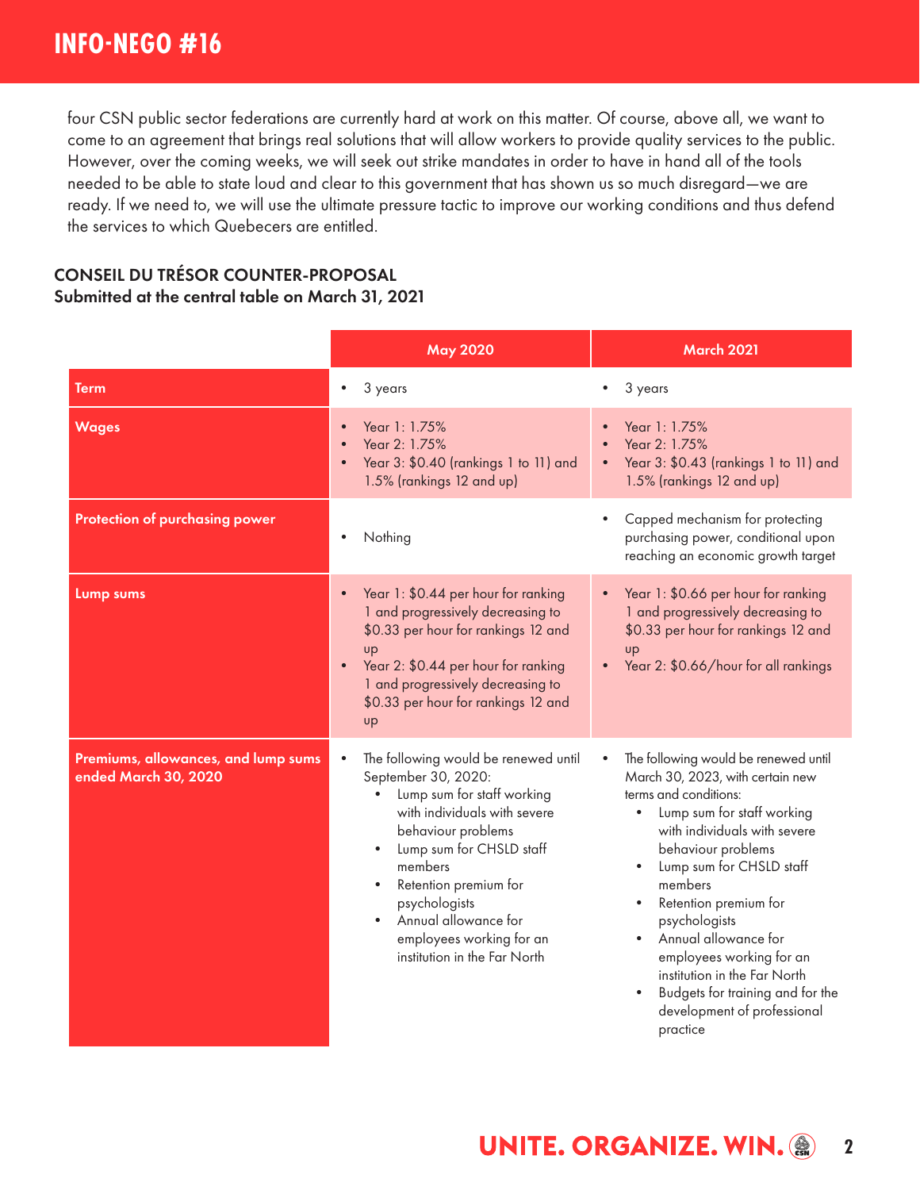four CSN public sector federations are currently hard at work on this matter. Of course, above all, we want to come to an agreement that brings real solutions that will allow workers to provide quality services to the public. However, over the coming weeks, we will seek out strike mandates in order to have in hand all of the tools needed to be able to state loud and clear to this government that has shown us so much disregard—we are ready. If we need to, we will use the ultimate pressure tactic to improve our working conditions and thus defend the services to which Quebecers are entitled.

## CONSEIL DU TRÉSOR COUNTER-PROPOSAL
### Submitted at the central table on March 31, 2021

| | May 2020 | March 2021 |
|---|---|---|
| **Term** | • 3 years | • 3 years |
| **Wages** | • Year 1: 1.75%<br>• Year 2: 1.75%<br>• Year 3: $0.40 (rankings 1 to 11) and 1.5% (rankings 12 and up) | • Year 1: 1.75%<br>• Year 2: 1.75%<br>• Year 3: $0.43 (rankings 1 to 11) and 1.5% (rankings 12 and up) |
| **Protection of purchasing power** | • Nothing | • Capped mechanism for protecting purchasing power, conditional upon reaching an economic growth target |
| **Lump sums** | • Year 1: $0.44 per hour for ranking 1 and progressively decreasing to $0.33 per hour for rankings 12 and up<br>• Year 2: $0.44 per hour for ranking 1 and progressively decreasing to $0.33 per hour for rankings 12 and up | • Year 1: $0.66 per hour for ranking 1 and progressively decreasing to $0.33 per hour for rankings 12 and up<br>• Year 2: $0.66/hour for all rankings |
| **Premiums, allowances, and lump sums ended March 30, 2020** | • The following would be renewed until September 30, 2020:<br>  • Lump sum for staff working with individuals with severe behaviour problems<br>  • Lump sum for CHSLD staff members<br>  • Retention premium for psychologists<br>  • Annual allowance for employees working for an institution in the Far North | • The following would be renewed until March 30, 2023, with certain new terms and conditions:<br>  • Lump sum for staff working with individuals with severe behaviour problems<br>  • Lump sum for CHSLD staff members<br>  • Retention premium for psychologists<br>  • Annual allowance for employees working for an institution in the Far North<br>  • Budgets for training and for the development of professional practice |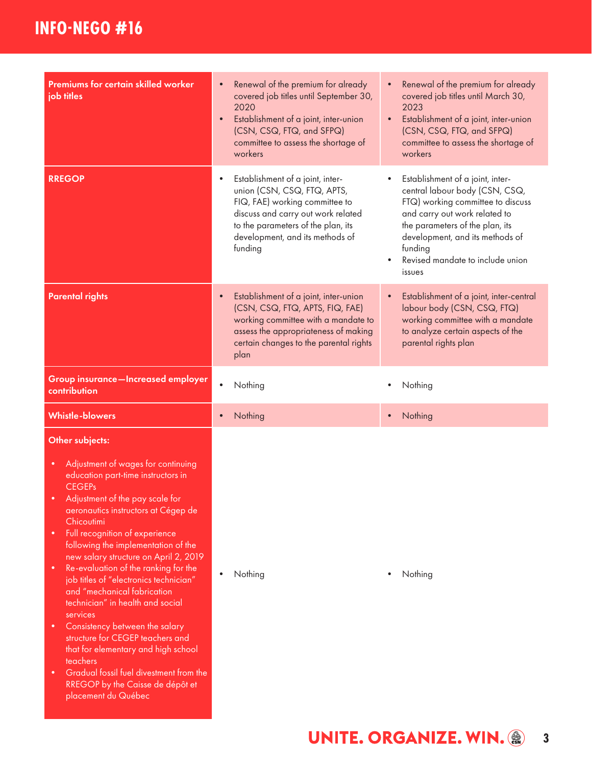| | | |
|---|---|---|
| **Premiums for certain skilled worker job titles** | • Renewal of the premium for already covered job titles until September 30, 2020<br>• Establishment of a joint, inter-union (CSN, CSQ, FTQ, and SFPQ) committee to assess the shortage of workers | • Renewal of the premium for already covered job titles until March 30, 2023<br>• Establishment of a joint, inter-union (CSN, CSQ, FTQ, and SFPQ) committee to assess the shortage of workers |
| **RREGOP** | • Establishment of a joint, inter-union (CSN, CSQ, FTQ, APTS, FIQ, FAE) working committee to discuss and carry out work related to the parameters of the plan, its development, and its methods of funding | • Establishment of a joint, inter-central labour body (CSN, CSQ, FTQ) working committee to discuss and carry out work related to the parameters of the plan, its development, and its methods of funding<br>• Revised mandate to include union issues |
| **Parental rights** | • Establishment of a joint, inter-union (CSN, CSQ, FTQ, APTS, FIQ, FAE) working committee with a mandate to assess the appropriateness of making certain changes to the parental rights plan | • Establishment of a joint, inter-central labour body (CSN, CSQ, FTQ) working committee with a mandate to analyze certain aspects of the parental rights plan |
| **Group insurance—Increased employer contribution** | • Nothing | • Nothing |
| **Whistle-blowers** | • Nothing | • Nothing |
| **Other subjects:**<br>• Adjustment of wages for continuing education part-time instructors in CEGEPs<br>• Adjustment of the pay scale for aeronautics instructors at Cégep de Chicoutimi<br>• Full recognition of experience following the implementation of the new salary structure on April 2, 2019<br>• Re-evaluation of the ranking for the job titles of "electronics technician" and "mechanical fabrication technician" in health and social services<br>• Consistency between the salary structure for CEGEP teachers and that for elementary and high school teachers<br>• Gradual fossil fuel divestment from the RREGOP by the Caisse de dépôt et placement du Québec | • Nothing | • Nothing |

UNITE. ORGANIZE. WIN.